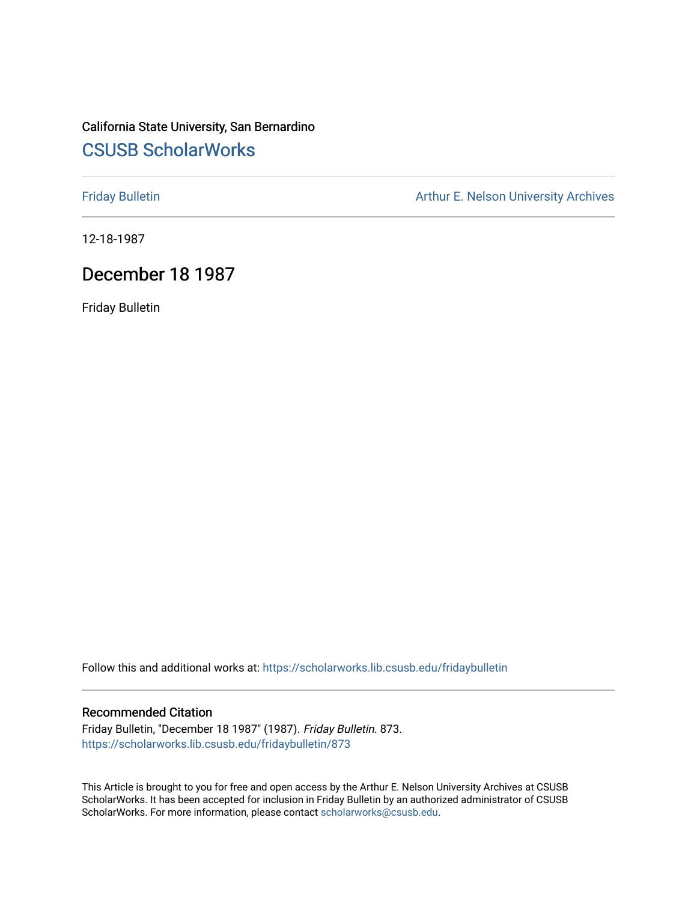California State University, San Bernardino

# CSUSB ScholarWorks

Friday Bulletin

Arthur E. Nelson University Archives

12-18-1987

## December 18 1987

Friday Bulletin

Follow this and additional works at: https://scholarworks.lib.csusb.edu/fridaybulletin

### Recommended Citation

Friday Bulletin, "December 18 1987" (1987). *Friday Bulletin*. 873.
https://scholarworks.lib.csusb.edu/fridaybulletin/873

This Article is brought to you for free and open access by the Arthur E. Nelson University Archives at CSUSB ScholarWorks. It has been accepted for inclusion in Friday Bulletin by an authorized administrator of CSUSB ScholarWorks. For more information, please contact scholarworks@csusb.edu.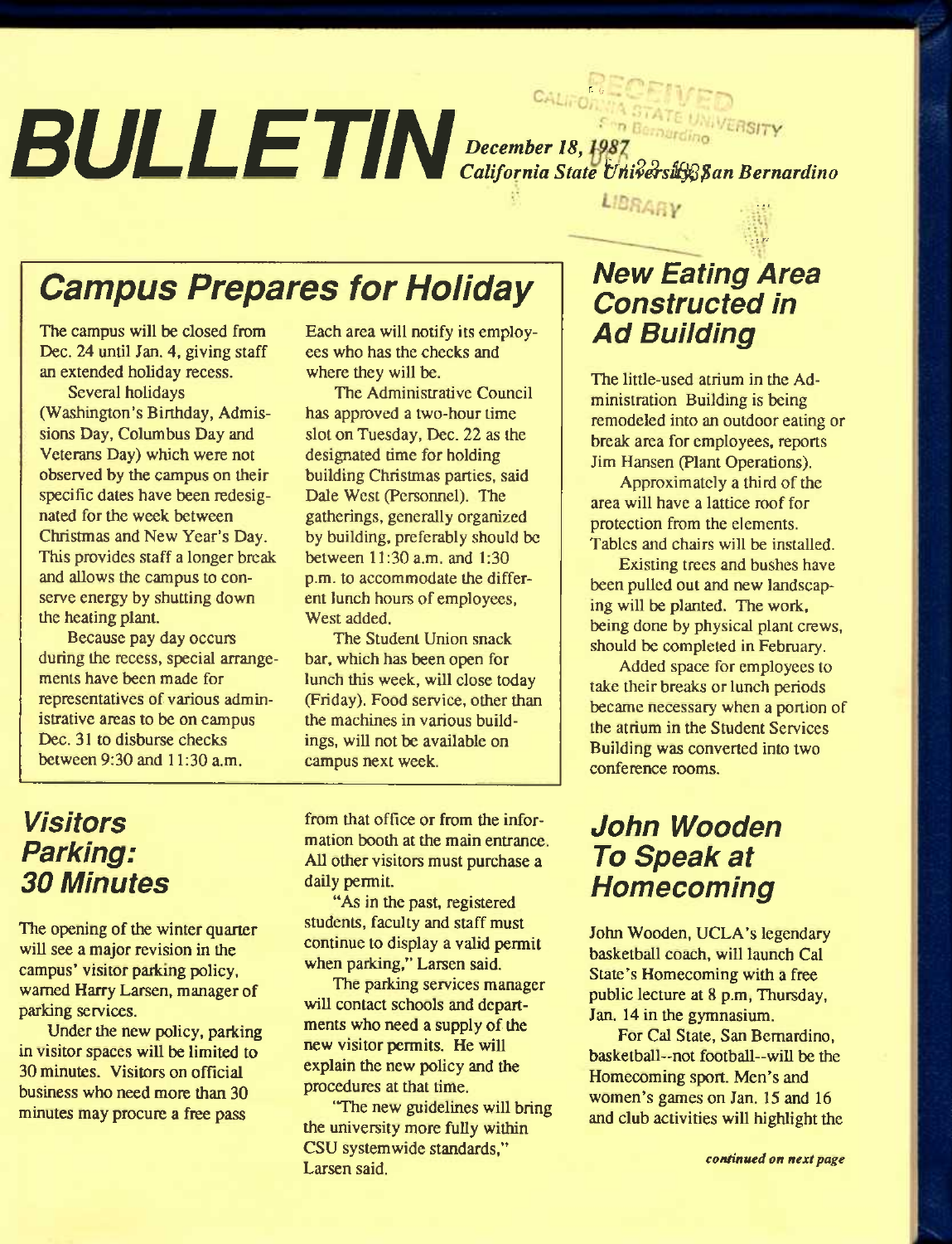# BULLETIN

*December 18, 1987*
*California State University, San Bernardino*

## Campus Prepares for Holiday

The campus will be closed from Dec. 24 until Jan. 4, giving staff an extended holiday recess.

Several holidays (Washington's Birthday, Admissions Day, Columbus Day and Veterans Day) which were not observed by the campus on their specific dates have been redesignated for the week between Christmas and New Year's Day. This provides staff a longer break and allows the campus to conserve energy by shutting down the heating plant.

Because pay day occurs during the recess, special arrangements have been made for representatives of various administrative areas to be on campus Dec. 31 to disburse checks between 9:30 and 11:30 a.m. Each area will notify its employees who has the checks and where they will be.

The Administrative Council has approved a two-hour time slot on Tuesday, Dec. 22 as the designated time for holding building Christmas parties, said Dale West (Personnel). The gatherings, generally organized by building, preferably should be between 11:30 a.m. and 1:30 p.m. to accommodate the different lunch hours of employees, West added.

The Student Union snack bar, which has been open for lunch this week, will close today (Friday). Food service, other than the machines in various buildings, will not be available on campus next week.

## New Eating Area Constructed in Ad Building

The little-used atrium in the Administration Building is being remodeled into an outdoor eating or break area for employees, reports Jim Hansen (Plant Operations).

Approximately a third of the area will have a lattice roof for protection from the elements. Tables and chairs will be installed.

Existing trees and bushes have been pulled out and new landscaping will be planted. The work, being done by physical plant crews, should be completed in February.

Added space for employees to take their breaks or lunch periods became necessary when a portion of the atrium in the Student Services Building was converted into two conference rooms.

## Visitors Parking: 30 Minutes

The opening of the winter quarter will see a major revision in the campus' visitor parking policy, warned Harry Larsen, manager of parking services.

Under the new policy, parking in visitor spaces will be limited to 30 minutes. Visitors on official business who need more than 30 minutes may procure a free pass from that office or from the information booth at the main entrance. All other visitors must purchase a daily permit.

"As in the past, registered students, faculty and staff must continue to display a valid permit when parking," Larsen said.

The parking services manager will contact schools and departments who need a supply of the new visitor permits. He will explain the new policy and the procedures at that time.

"The new guidelines will bring the university more fully within CSU systemwide standards," Larsen said.

## John Wooden To Speak at Homecoming

John Wooden, UCLA's legendary basketball coach, will launch Cal State's Homecoming with a free public lecture at 8 p.m, Thursday, Jan. 14 in the gymnasium.

For Cal State, San Bernardino, basketball--not football--will be the Homecoming sport. Men's and women's games on Jan. 15 and 16 and club activities will highlight the

*continued on next page*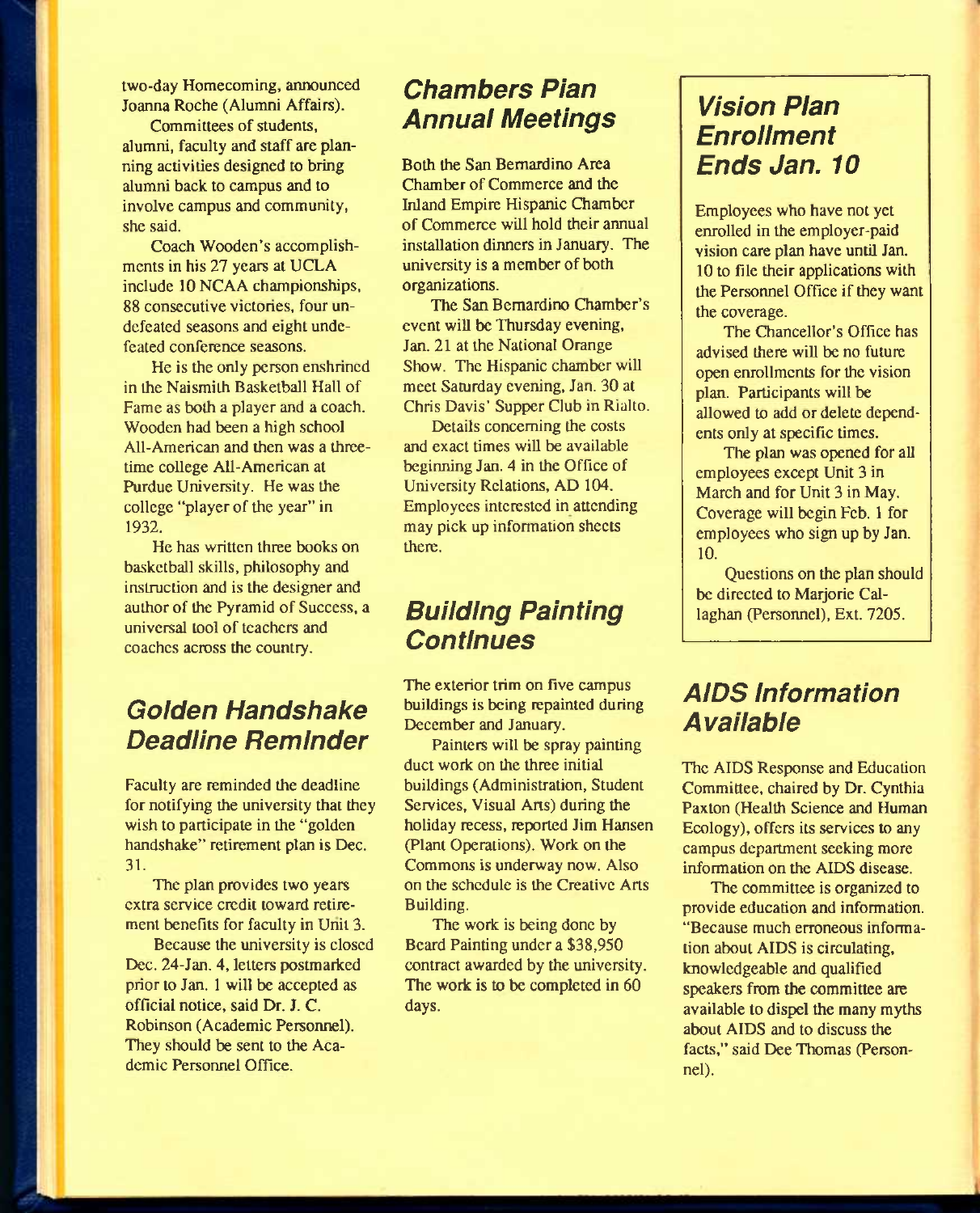two-day Homecoming, announced Joanna Roche (Alumni Affairs).

Committees of students, alumni, faculty and staff are planning activities designed to bring alumni back to campus and to involve campus and community, she said.

Coach Wooden's accomplishments in his 27 years at UCLA include 10 NCAA championships, 88 consecutive victories, four undefeated seasons and eight undefeated conference seasons.

He is the only person enshrined in the Naismith Basketball Hall of Fame as both a player and a coach. Wooden had been a high school All-American and then was a three-time college All-American at Purdue University. He was the college "player of the year" in 1932.

He has written three books on basketball skills, philosophy and instruction and is the designer and author of the Pyramid of Success, a universal tool of teachers and coaches across the country.

## Golden Handshake Deadline Reminder

Faculty are reminded the deadline for notifying the university that they wish to participate in the "golden handshake" retirement plan is Dec. 31.

The plan provides two years extra service credit toward retirement benefits for faculty in Unit 3.

Because the university is closed Dec. 24-Jan. 4, letters postmarked prior to Jan. 1 will be accepted as official notice, said Dr. J. C. Robinson (Academic Personnel). They should be sent to the Academic Personnel Office.

## Chambers Plan Annual Meetings

Both the San Bernardino Area Chamber of Commerce and the Inland Empire Hispanic Chamber of Commerce will hold their annual installation dinners in January. The university is a member of both organizations.

The San Bernardino Chamber's event will be Thursday evening, Jan. 21 at the National Orange Show. The Hispanic chamber will meet Saturday evening, Jan. 30 at Chris Davis' Supper Club in Rialto.

Details concerning the costs and exact times will be available beginning Jan. 4 in the Office of University Relations, AD 104. Employees interested in attending may pick up information sheets there.

## Building Painting Continues

The exterior trim on five campus buildings is being repainted during December and January.

Painters will be spray painting duct work on the three initial buildings (Administration, Student Services, Visual Arts) during the holiday recess, reported Jim Hansen (Plant Operations). Work on the Commons is underway now. Also on the schedule is the Creative Arts Building.

The work is being done by Beard Painting under a $38,950 contract awarded by the university. The work is to be completed in 60 days.

## Vision Plan Enrollment Ends Jan. 10

Employees who have not yet enrolled in the employer-paid vision care plan have until Jan. 10 to file their applications with the Personnel Office if they want the coverage.

The Chancellor's Office has advised there will be no future open enrollments for the vision plan. Participants will be allowed to add or delete dependents only at specific times.

The plan was opened for all employees except Unit 3 in March and for Unit 3 in May. Coverage will begin Feb. 1 for employees who sign up by Jan. 10.

Questions on the plan should be directed to Marjorie Callaghan (Personnel), Ext. 7205.

## AIDS Information Available

The AIDS Response and Education Committee, chaired by Dr. Cynthia Paxton (Health Science and Human Ecology), offers its services to any campus department seeking more information on the AIDS disease.

The committee is organized to provide education and information. "Because much erroneous information about AIDS is circulating, knowledgeable and qualified speakers from the committee are available to dispel the many myths about AIDS and to discuss the facts," said Dee Thomas (Personnel).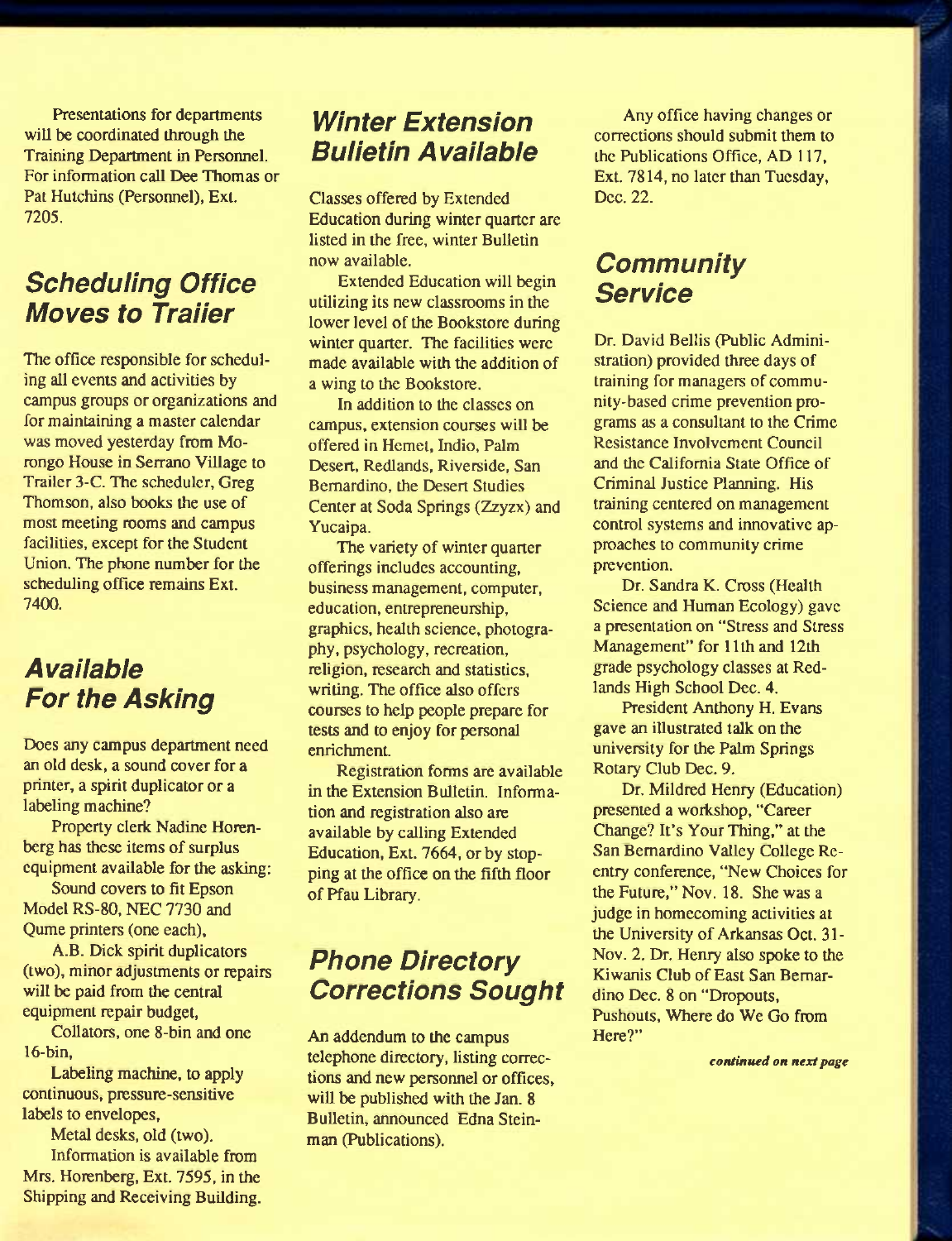Presentations for departments will be coordinated through the Training Department in Personnel. For information call Dee Thomas or Pat Hutchins (Personnel), Ext. 7205.

## Scheduling Office Moves to Trailer

The office responsible for scheduling all events and activities by campus groups or organizations and for maintaining a master calendar was moved yesterday from Morongo House in Serrano Village to Trailer 3-C. The scheduler, Greg Thomson, also books the use of most meeting rooms and campus facilities, except for the Student Union. The phone number for the scheduling office remains Ext. 7400.

## Available For the Asking

Does any campus department need an old desk, a sound cover for a printer, a spirit duplicator or a labeling machine?

Property clerk Nadine Horenberg has these items of surplus equipment available for the asking:

Sound covers to fit Epson Model RS-80, NEC 7730 and Qume printers (one each),

A.B. Dick spirit duplicators (two), minor adjustments or repairs will be paid from the central equipment repair budget,

Collators, one 8-bin and one 16-bin,

Labeling machine, to apply continuous, pressure-sensitive labels to envelopes,

Metal desks, old (two).

Information is available from Mrs. Horenberg, Ext. 7595, in the Shipping and Receiving Building.

## Winter Extension Bulletin Available

Classes offered by Extended Education during winter quarter are listed in the free, winter Bulletin now available.

Extended Education will begin utilizing its new classrooms in the lower level of the Bookstore during winter quarter. The facilities were made available with the addition of a wing to the Bookstore.

In addition to the classes on campus, extension courses will be offered in Hemet, Indio, Palm Desert, Redlands, Riverside, San Bernardino, the Desert Studies Center at Soda Springs (Zzyzx) and Yucaipa.

The variety of winter quarter offerings includes accounting, business management, computer, education, entrepreneurship, graphics, health science, photography, psychology, recreation, religion, research and statistics, writing. The office also offers courses to help people prepare for tests and to enjoy for personal enrichment.

Registration forms are available in the Extension Bulletin. Information and registration also are available by calling Extended Education, Ext. 7664, or by stopping at the office on the fifth floor of Pfau Library.

## Phone Directory Corrections Sought

An addendum to the campus telephone directory, listing corrections and new personnel or offices, will be published with the Jan. 8 Bulletin, announced Edna Steinman (Publications).

Any office having changes or corrections should submit them to the Publications Office, AD 117, Ext. 7814, no later than Tuesday, Dec. 22.

## Community Service

Dr. David Bellis (Public Administration) provided three days of training for managers of community-based crime prevention programs as a consultant to the Crime Resistance Involvement Council and the California State Office of Criminal Justice Planning. His training centered on management control systems and innovative approaches to community crime prevention.

Dr. Sandra K. Cross (Health Science and Human Ecology) gave a presentation on "Stress and Stress Management" for 11th and 12th grade psychology classes at Redlands High School Dec. 4.

President Anthony H. Evans gave an illustrated talk on the university for the Palm Springs Rotary Club Dec. 9.

Dr. Mildred Henry (Education) presented a workshop, "Career Change? It's Your Thing," at the San Bernardino Valley College Reentry conference, "New Choices for the Future," Nov. 18. She was a judge in homecoming activities at the University of Arkansas Oct. 31-Nov. 2. Dr. Henry also spoke to the Kiwanis Club of East San Bernardino Dec. 8 on "Dropouts, Pushouts, Where do We Go from Here?"

*continued on next page*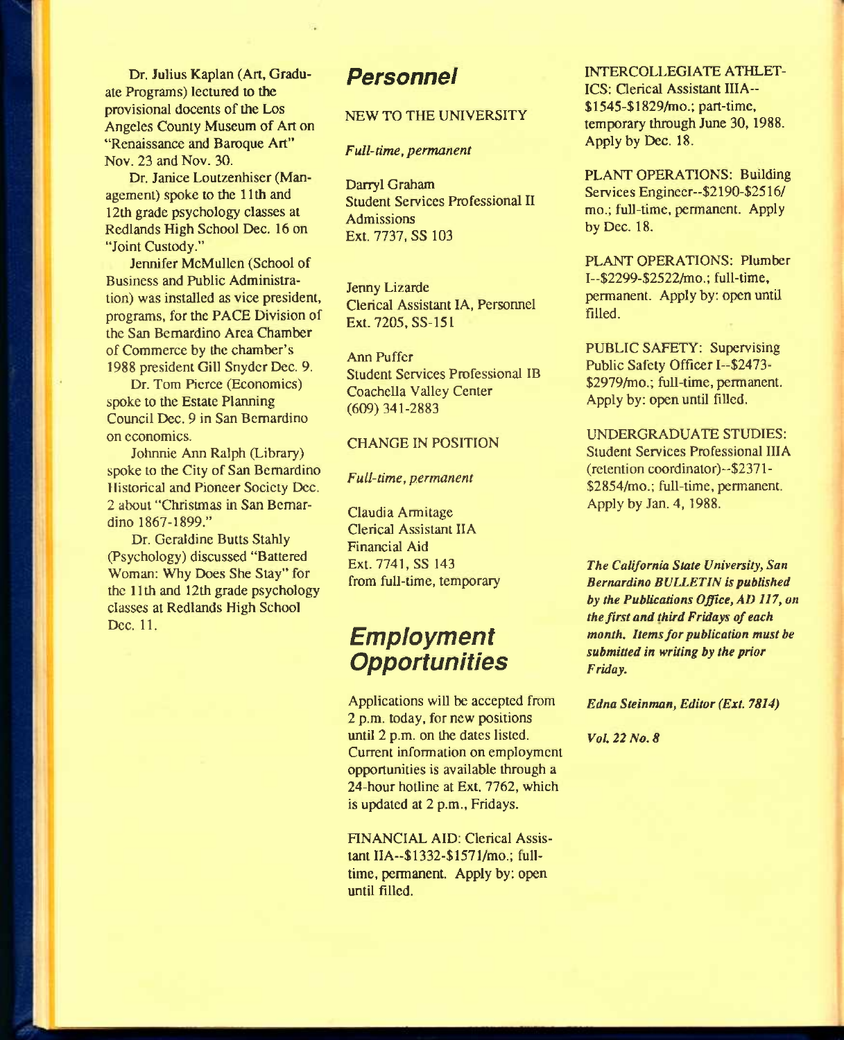Dr. Julius Kaplan (Art, Graduate Programs) lectured to the provisional docents of the Los Angeles County Museum of Art on "Renaissance and Baroque Art" Nov. 23 and Nov. 30.

Dr. Janice Loutzenhiser (Management) spoke to the 11th and 12th grade psychology classes at Redlands High School Dec. 16 on "Joint Custody."

Jennifer McMullen (School of Business and Public Administration) was installed as vice president, programs, for the PACE Division of the San Bernardino Area Chamber of Commerce by the chamber's 1988 president Gill Snyder Dec. 9.

Dr. Tom Pierce (Economics) spoke to the Estate Planning Council Dec. 9 in San Bernardino on economics.

Johnnie Ann Ralph (Library) spoke to the City of San Bernardino Historical and Pioneer Society Dec. 2 about "Christmas in San Bernardino 1867-1899."

Dr. Geraldine Butts Stahly (Psychology) discussed "Battered Woman: Why Does She Stay" for the 11th and 12th grade psychology classes at Redlands High School Dec. 11.

## Personnel

NEW TO THE UNIVERSITY

*Full-time, permanent*

Darryl Graham
Student Services Professional II
Admissions
Ext. 7737, SS 103

Jenny Lizarde
Clerical Assistant IA, Personnel
Ext. 7205, SS-151

Ann Puffer
Student Services Professional IB
Coachella Valley Center
(609) 341-2883

CHANGE IN POSITION

*Full-time, permanent*

Claudia Armitage
Clerical Assistant IIA
Financial Aid
Ext. 7741, SS 143
from full-time, temporary

## Employment Opportunities

Applications will be accepted from 2 p.m. today, for new positions until 2 p.m. on the dates listed. Current information on employment opportunities is available through a 24-hour hotline at Ext. 7762, which is updated at 2 p.m., Fridays.

FINANCIAL AID: Clerical Assistant IIA--$1332-$1571/mo.; full-time, permanent. Apply by: open until filled.

INTERCOLLEGIATE ATHLETICS: Clerical Assistant IIIA--$1545-$1829/mo.; part-time, temporary through June 30, 1988. Apply by Dec. 18.

PLANT OPERATIONS: Building Services Engineer--$2190-$2516/mo.; full-time, permanent. Apply by Dec. 18.

PLANT OPERATIONS: Plumber I--$2299-$2522/mo.; full-time, permanent. Apply by: open until filled.

PUBLIC SAFETY: Supervising Public Safety Officer I--$2473-$2979/mo.; full-time, permanent. Apply by: open until filled.

UNDERGRADUATE STUDIES: Student Services Professional IIIA (retention coordinator)--$2371-$2854/mo.; full-time, permanent. Apply by Jan. 4, 1988.

***The California State University, San Bernardino BULLETIN is published by the Publications Office, AD 117, on the first and third Fridays of each month. Items for publication must be submitted in writing by the prior Friday.***

***Edna Steinman, Editor (Ext. 7814)***

***Vol. 22 No. 8***